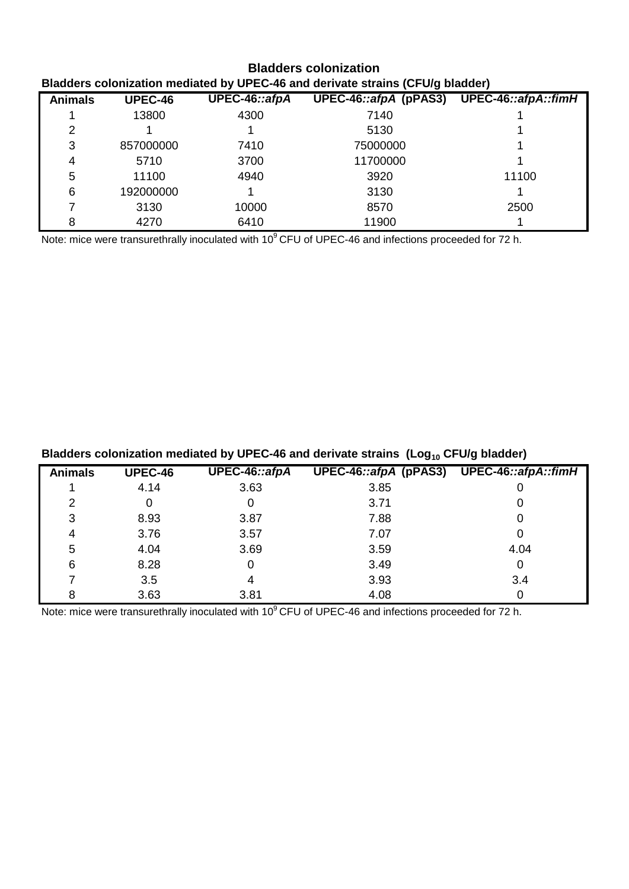# Bladders colonization

**Bladders colonization mediated by UPEC-46 and derivate strains (CFU/g bladder)**

| Animals | UPEC-46 | UPEC-46::*afpA* | UPEC-46::*afpA* (pPAS3) | UPEC-46::*afpA::fimH* |
|---|---|---|---|---|
| 1 | 13800 | 4300 | 7140 | 1 |
| 2 | 1 | 1 | 5130 | 1 |
| 3 | 857000000 | 7410 | 75000000 | 1 |
| 4 | 5710 | 3700 | 11700000 | 1 |
| 5 | 11100 | 4940 | 3920 | 11100 |
| 6 | 192000000 | 1 | 3130 | 1 |
| 7 | 3130 | 10000 | 8570 | 2500 |
| 8 | 4270 | 6410 | 11900 | 1 |

Note: mice were transurethrally inoculated with $10^9$ CFU of UPEC-46 and infections proceeded for 72 h.

**Bladders colonization mediated by UPEC-46 and derivate strains ($Log_{10}$ CFU/g bladder)**

| Animals | UPEC-46 | UPEC-46::*afpA* | UPEC-46::*afpA* (pPAS3) | UPEC-46::*afpA::fimH* |
|---|---|---|---|---|
| 1 | 4.14 | 3.63 | 3.85 | 0 |
| 2 | 0 | 0 | 3.71 | 0 |
| 3 | 8.93 | 3.87 | 7.88 | 0 |
| 4 | 3.76 | 3.57 | 7.07 | 0 |
| 5 | 4.04 | 3.69 | 3.59 | 4.04 |
| 6 | 8.28 | 0 | 3.49 | 0 |
| 7 | 3.5 | 4 | 3.93 | 3.4 |
| 8 | 3.63 | 3.81 | 4.08 | 0 |

Note: mice were transurethrally inoculated with $10^9$ CFU of UPEC-46 and infections proceeded for 72 h.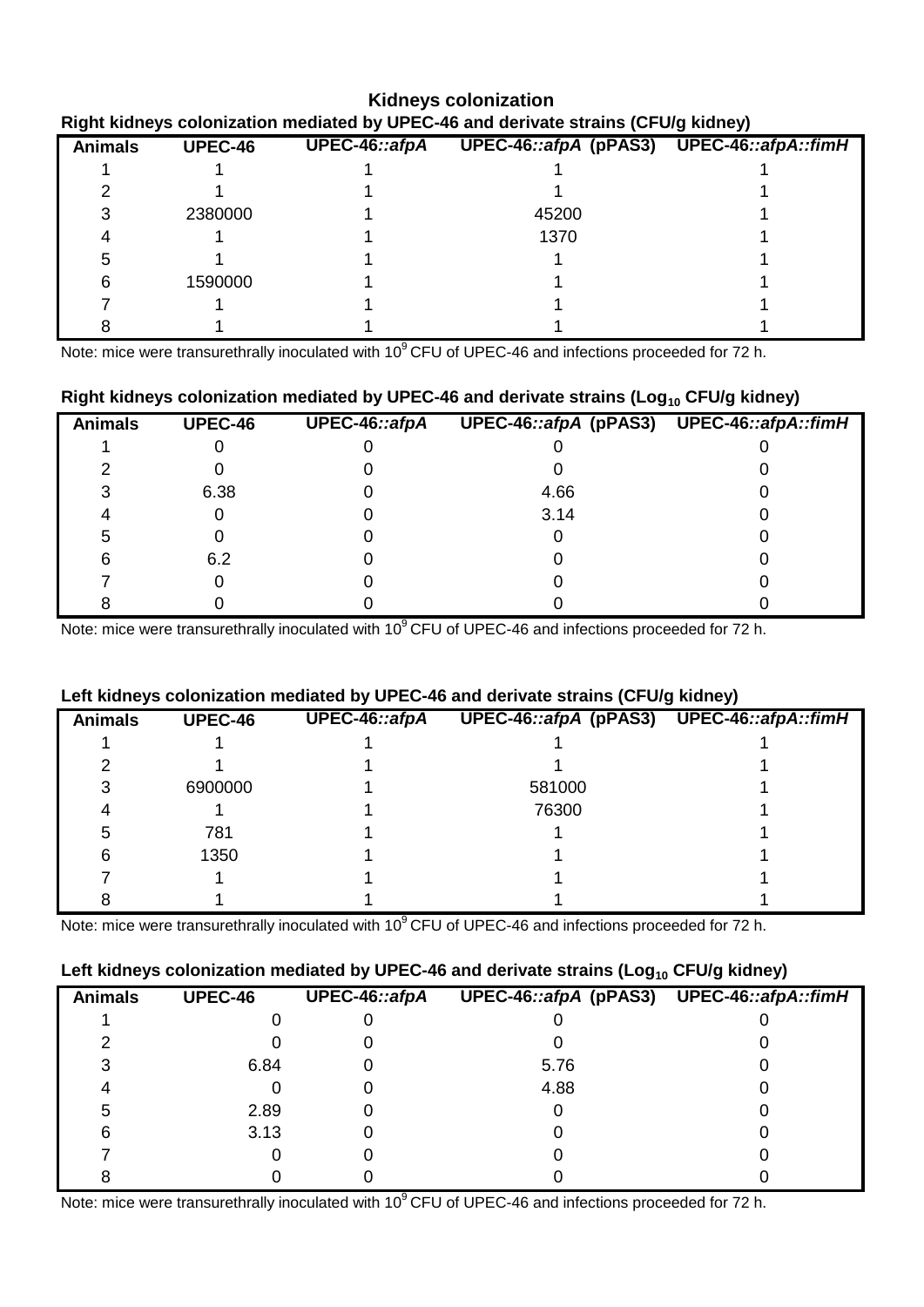## Kidneys colonization

### Right kidneys colonization mediated by UPEC-46 and derivate strains (CFU/g kidney)

| Animals | UPEC-46 | UPEC-46::*afpA* | UPEC-46::*afpA* (pPAS3) | UPEC-46::*afpA*::*fimH* |
|---|---|---|---|---|
| 1 | 1 | 1 | 1 | 1 |
| 2 | 1 | 1 | 1 | 1 |
| 3 | 2380000 | 1 | 45200 | 1 |
| 4 | 1 | 1 | 1370 | 1 |
| 5 | 1 | 1 | 1 | 1 |
| 6 | 1590000 | 1 | 1 | 1 |
| 7 | 1 | 1 | 1 | 1 |
| 8 | 1 | 1 | 1 | 1 |

Note: mice were transurethrally inoculated with $10^9$ CFU of UPEC-46 and infections proceeded for 72 h.

### Right kidneys colonization mediated by UPEC-46 and derivate strains ($Log_{10}$ CFU/g kidney)

| Animals | UPEC-46 | UPEC-46::*afpA* | UPEC-46::*afpA* (pPAS3) | UPEC-46::*afpA*::*fimH* |
|---|---|---|---|---|
| 1 | 0 | 0 | 0 | 0 |
| 2 | 0 | 0 | 0 | 0 |
| 3 | 6.38 | 0 | 4.66 | 0 |
| 4 | 0 | 0 | 3.14 | 0 |
| 5 | 0 | 0 | 0 | 0 |
| 6 | 6.2 | 0 | 0 | 0 |
| 7 | 0 | 0 | 0 | 0 |
| 8 | 0 | 0 | 0 | 0 |

Note: mice were transurethrally inoculated with $10^9$ CFU of UPEC-46 and infections proceeded for 72 h.

### Left kidneys colonization mediated by UPEC-46 and derivate strains (CFU/g kidney)

| Animals | UPEC-46 | UPEC-46::*afpA* | UPEC-46::*afpA* (pPAS3) | UPEC-46::*afpA*::*fimH* |
|---|---|---|---|---|
| 1 | 1 | 1 | 1 | 1 |
| 2 | 1 | 1 | 1 | 1 |
| 3 | 6900000 | 1 | 581000 | 1 |
| 4 | 1 | 1 | 76300 | 1 |
| 5 | 781 | 1 | 1 | 1 |
| 6 | 1350 | 1 | 1 | 1 |
| 7 | 1 | 1 | 1 | 1 |
| 8 | 1 | 1 | 1 | 1 |

Note: mice were transurethrally inoculated with $10^9$ CFU of UPEC-46 and infections proceeded for 72 h.

### Left kidneys colonization mediated by UPEC-46 and derivate strains ($Log_{10}$ CFU/g kidney)

| Animals | UPEC-46 | UPEC-46::*afpA* | UPEC-46::*afpA* (pPAS3) | UPEC-46::*afpA*::*fimH* |
|---|---|---|---|---|
| 1 | 0 | 0 | 0 | 0 |
| 2 | 0 | 0 | 0 | 0 |
| 3 | 6.84 | 0 | 5.76 | 0 |
| 4 | 0 | 0 | 4.88 | 0 |
| 5 | 2.89 | 0 | 0 | 0 |
| 6 | 3.13 | 0 | 0 | 0 |
| 7 | 0 | 0 | 0 | 0 |
| 8 | 0 | 0 | 0 | 0 |

Note: mice were transurethrally inoculated with $10^9$ CFU of UPEC-46 and infections proceeded for 72 h.